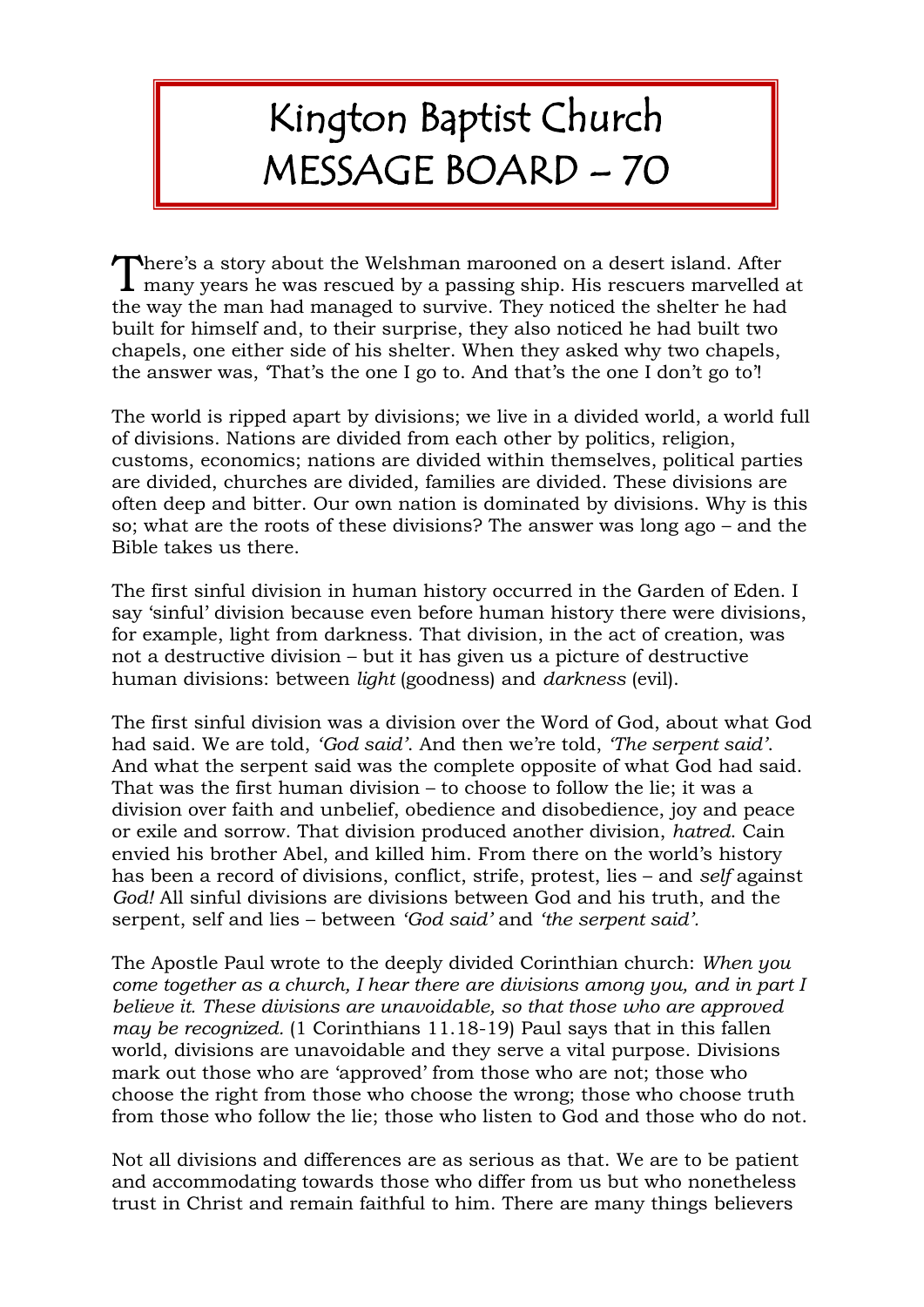# Kington Baptist Church MESSAGE BOARD – 70

There's a story about the Welshman marooned on a desert island. After many years he was rescued by a passing ship. His rescuers marvelled at the way the man had managed to survive. They noticed the shelter he had built for himself and, to their surprise, they also noticed he had built two chapels, one either side of his shelter. When they asked why two chapels, the answer was, 'That's the one I go to. And that's the one I don't go to'!

The world is ripped apart by divisions; we live in a divided world, a world full of divisions. Nations are divided from each other by politics, religion, customs, economics; nations are divided within themselves, political parties are divided, churches are divided, families are divided. These divisions are often deep and bitter. Our own nation is dominated by divisions. Why is this so; what are the roots of these divisions? The answer was long ago – and the Bible takes us there.

The first sinful division in human history occurred in the Garden of Eden. I say 'sinful' division because even before human history there were divisions, for example, light from darkness. That division, in the act of creation, was not a destructive division – but it has given us a picture of destructive human divisions: between *light* (goodness) and *darkness* (evil).

The first sinful division was a division over the Word of God, about what God had said. We are told, *'God said'*. And then we're told, *'The serpent said'*. And what the serpent said was the complete opposite of what God had said. That was the first human division – to choose to follow the lie; it was a division over faith and unbelief, obedience and disobedience, joy and peace or exile and sorrow. That division produced another division, *hatred*. Cain envied his brother Abel, and killed him. From there on the world's history has been a record of divisions, conflict, strife, protest, lies – and *self* against *God!* All sinful divisions are divisions between God and his truth, and the serpent, self and lies – between *'God said'* and *'the serpent said'.*

The Apostle Paul wrote to the deeply divided Corinthian church: *When you come together as a church, I hear there are divisions among you, and in part I believe it. These divisions are unavoidable, so that those who are approved may be recognized.* (1 Corinthians 11.18-19) Paul says that in this fallen world, divisions are unavoidable and they serve a vital purpose. Divisions mark out those who are 'approved' from those who are not; those who choose the right from those who choose the wrong; those who choose truth from those who follow the lie; those who listen to God and those who do not.

Not all divisions and differences are as serious as that. We are to be patient and accommodating towards those who differ from us but who nonetheless trust in Christ and remain faithful to him. There are many things believers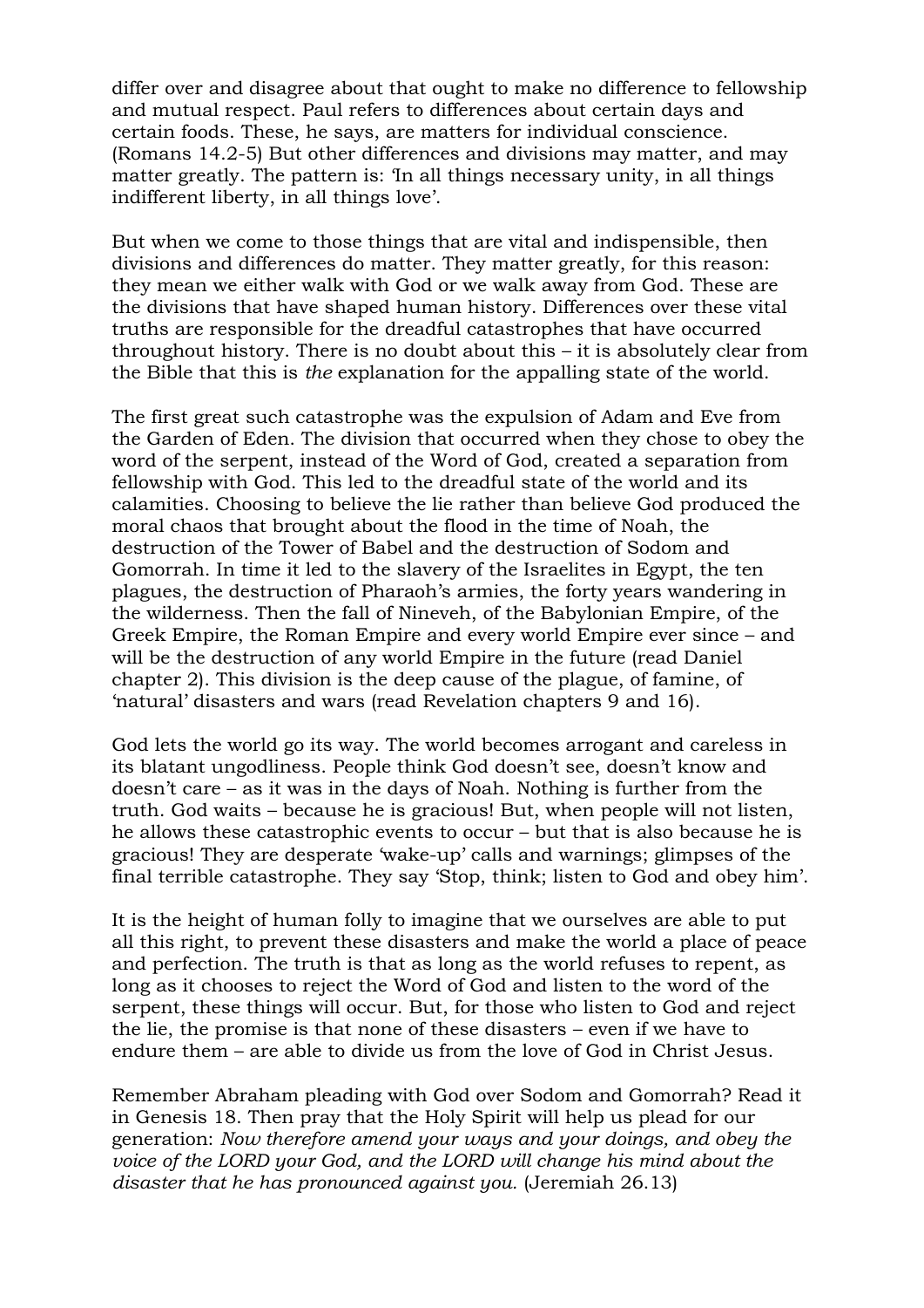differ over and disagree about that ought to make no difference to fellowship and mutual respect. Paul refers to differences about certain days and certain foods. These, he says, are matters for individual conscience. (Romans 14.2-5) But other differences and divisions may matter, and may matter greatly. The pattern is: 'In all things necessary unity, in all things indifferent liberty, in all things love'.

But when we come to those things that are vital and indispensible, then divisions and differences do matter. They matter greatly, for this reason: they mean we either walk with God or we walk away from God. These are the divisions that have shaped human history. Differences over these vital truths are responsible for the dreadful catastrophes that have occurred throughout history. There is no doubt about this – it is absolutely clear from the Bible that this is *the* explanation for the appalling state of the world.

The first great such catastrophe was the expulsion of Adam and Eve from the Garden of Eden. The division that occurred when they chose to obey the word of the serpent, instead of the Word of God, created a separation from fellowship with God. This led to the dreadful state of the world and its calamities. Choosing to believe the lie rather than believe God produced the moral chaos that brought about the flood in the time of Noah, the destruction of the Tower of Babel and the destruction of Sodom and Gomorrah. In time it led to the slavery of the Israelites in Egypt, the ten plagues, the destruction of Pharaoh's armies, the forty years wandering in the wilderness. Then the fall of Nineveh, of the Babylonian Empire, of the Greek Empire, the Roman Empire and every world Empire ever since – and will be the destruction of any world Empire in the future (read Daniel chapter 2). This division is the deep cause of the plague, of famine, of 'natural' disasters and wars (read Revelation chapters 9 and 16).

God lets the world go its way. The world becomes arrogant and careless in its blatant ungodliness. People think God doesn't see, doesn't know and doesn't care – as it was in the days of Noah. Nothing is further from the truth. God waits – because he is gracious! But, when people will not listen, he allows these catastrophic events to occur – but that is also because he is gracious! They are desperate 'wake-up' calls and warnings; glimpses of the final terrible catastrophe. They say 'Stop, think; listen to God and obey him'.

It is the height of human folly to imagine that we ourselves are able to put all this right, to prevent these disasters and make the world a place of peace and perfection. The truth is that as long as the world refuses to repent, as long as it chooses to reject the Word of God and listen to the word of the serpent, these things will occur. But, for those who listen to God and reject the lie, the promise is that none of these disasters – even if we have to endure them – are able to divide us from the love of God in Christ Jesus.

Remember Abraham pleading with God over Sodom and Gomorrah? Read it in Genesis 18. Then pray that the Holy Spirit will help us plead for our generation: *Now therefore amend your ways and your doings, and obey the voice of the LORD your God, and the LORD will change his mind about the disaster that he has pronounced against you.* (Jeremiah 26.13)